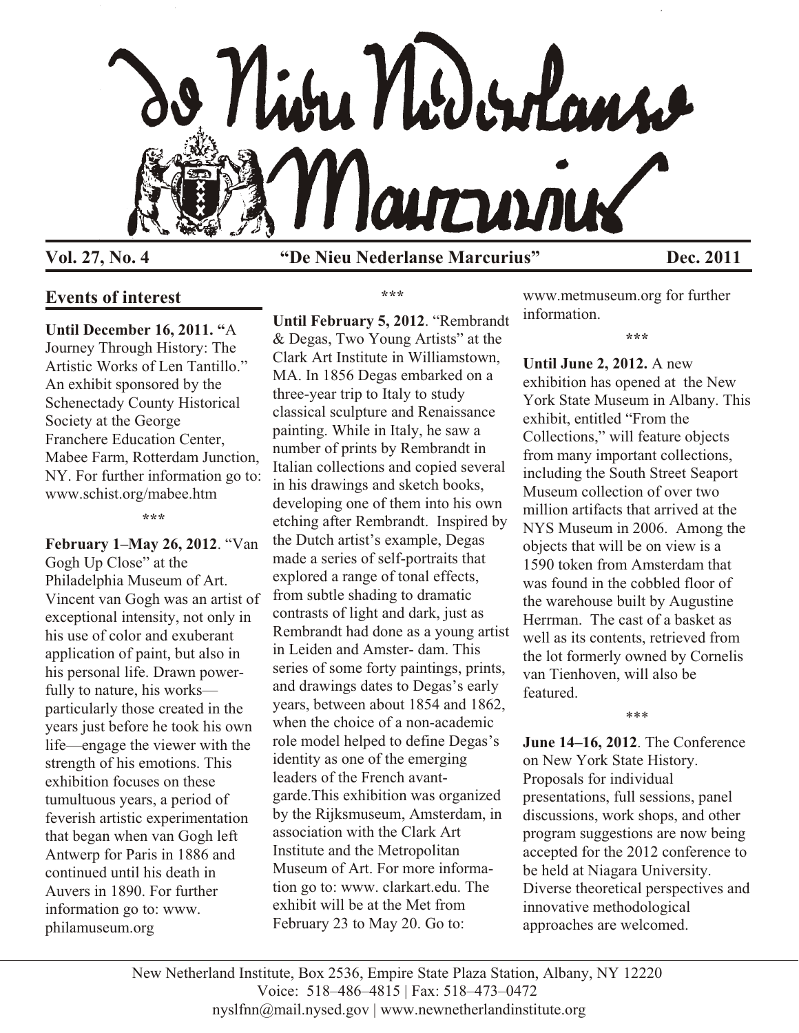# De Nieu Nederlanse Marcurius

**Vol. 27, No. 4** **"De Nieu Nederlanse Marcurius"** **Dec. 2011**

## Events of interest

**Until December 16, 2011.** "A Journey Through History: The Artistic Works of Len Tantillo." An exhibit sponsored by the Schenectady County Historical Society at the George Franchere Education Center, Mabee Farm, Rotterdam Junction, NY. For further information go to: www.schist.org/mabee.htm

\*\*\*

**February 1–May 26, 2012**. "Van Gogh Up Close" at the Philadelphia Museum of Art. Vincent van Gogh was an artist of exceptional intensity, not only in his use of color and exuberant application of paint, but also in his personal life. Drawn powerfully to nature, his works—particularly those created in the years just before he took his own life—engage the viewer with the strength of his emotions. This exhibition focuses on these tumultuous years, a period of feverish artistic experimentation that began when van Gogh left Antwerp for Paris in 1886 and continued until his death in Auvers in 1890. For further information go to: www.philamuseum.org

\*\*\*

**Until February 5, 2012**. "Rembrandt & Degas, Two Young Artists" at the Clark Art Institute in Williamstown, MA. In 1856 Degas embarked on a three-year trip to Italy to study classical sculpture and Renaissance painting. While in Italy, he saw a number of prints by Rembrandt in Italian collections and copied several in his drawings and sketch books, developing one of them into his own etching after Rembrandt. Inspired by the Dutch artist's example, Degas made a series of self-portraits that explored a range of tonal effects, from subtle shading to dramatic contrasts of light and dark, just as Rembrandt had done as a young artist in Leiden and Amsterdam. This series of some forty paintings, prints, and drawings dates to Degas's early years, between about 1854 and 1862, when the choice of a non-academic role model helped to define Degas's identity as one of the emerging leaders of the French avant-garde. This exhibition was organized by the Rijksmuseum, Amsterdam, in association with the Clark Art Institute and the Metropolitan Museum of Art. For more information go to: www.clarkart.edu. The exhibit will be at the Met from February 23 to May 20. Go to: www.metmuseum.org for further information.

\*\*\*

**Until June 2, 2012.** A new exhibition has opened at the New York State Museum in Albany. This exhibit, entitled "From the Collections," will feature objects from many important collections, including the South Street Seaport Museum collection of over two million artifacts that arrived at the NYS Museum in 2006. Among the objects that will be on view is a 1590 token from Amsterdam that was found in the cobbled floor of the warehouse built by Augustine Herrman. The cast of a basket as well as its contents, retrieved from the lot formerly owned by Cornelis van Tienhoven, will also be featured.

\*\*\*

**June 14–16, 2012**. The Conference on New York State History. Proposals for individual presentations, full sessions, panel discussions, work shops, and other program suggestions are now being accepted for the 2012 conference to be held at Niagara University. Diverse theoretical perspectives and innovative methodological approaches are welcomed.

New Netherland Institute, Box 2536, Empire State Plaza Station, Albany, NY 12220
Voice: 518–486–4815 | Fax: 518–473–0472
nyslfnn@mail.nysed.gov | www.newnetherlandinstitute.org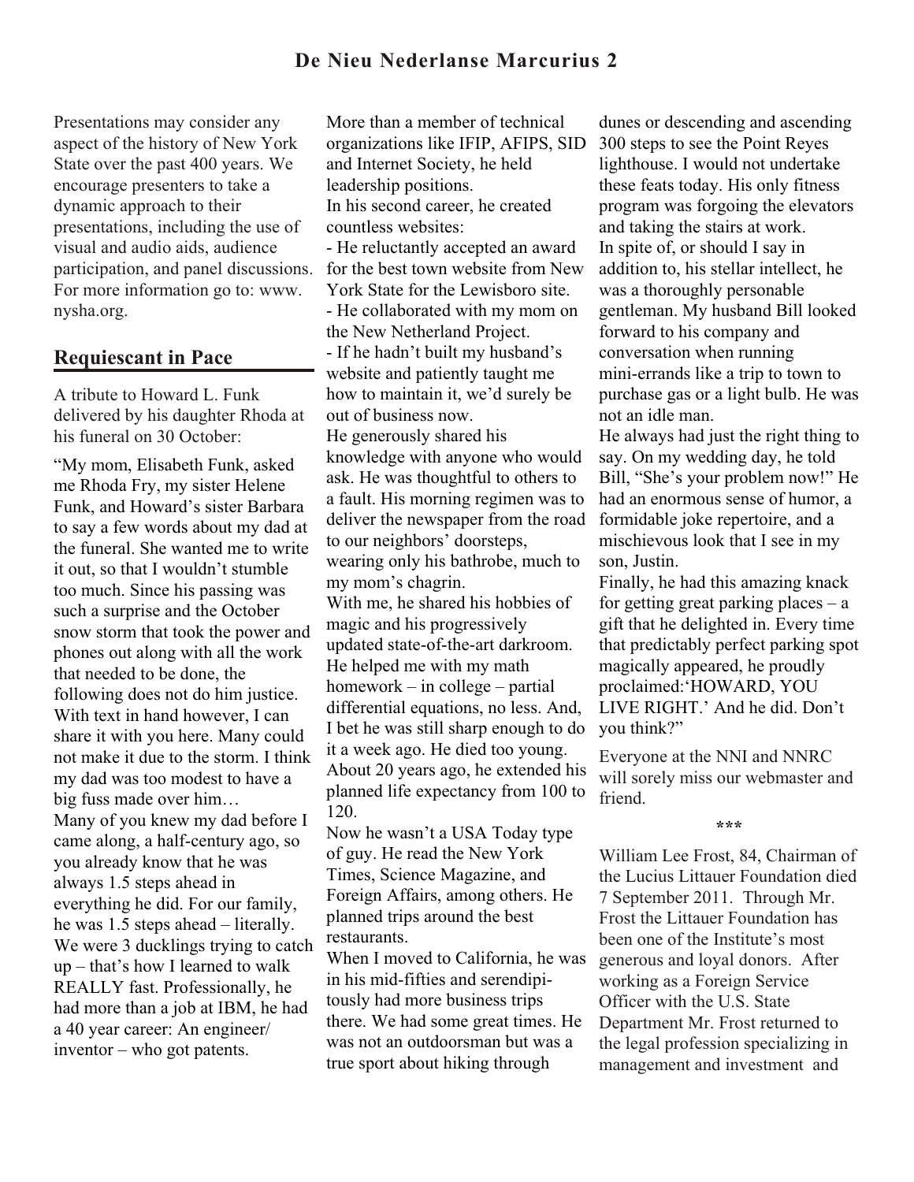Presentations may consider any aspect of the history of New York State over the past 400 years. We encourage presenters to take a dynamic approach to their presentations, including the use of visual and audio aids, audience participation, and panel discussions. For more information go to: www.nysha.org.

## Requiescant in Pace

A tribute to Howard L. Funk delivered by his daughter Rhoda at his funeral on 30 October:

"My mom, Elisabeth Funk, asked me Rhoda Fry, my sister Helene Funk, and Howard's sister Barbara to say a few words about my dad at the funeral. She wanted me to write it out, so that I wouldn't stumble too much. Since his passing was such a surprise and the October snow storm that took the power and phones out along with all the work that needed to be done, the following does not do him justice. With text in hand however, I can share it with you here. Many could not make it due to the storm. I think my dad was too modest to have a big fuss made over him…

Many of you knew my dad before I came along, a half-century ago, so you already know that he was always 1.5 steps ahead in everything he did. For our family, he was 1.5 steps ahead – literally. We were 3 ducklings trying to catch up – that's how I learned to walk REALLY fast. Professionally, he had more than a job at IBM, he had a 40 year career: An engineer/inventor – who got patents.

More than a member of technical organizations like IFIP, AFIPS, SID and Internet Society, he held leadership positions.

In his second career, he created countless websites:

- He reluctantly accepted an award for the best town website from New York State for the Lewisboro site.
- He collaborated with my mom on the New Netherland Project.
- If he hadn't built my husband's website and patiently taught me how to maintain it, we'd surely be out of business now.

He generously shared his knowledge with anyone who would ask. He was thoughtful to others to a fault. His morning regimen was to deliver the newspaper from the road to our neighbors' doorsteps, wearing only his bathrobe, much to my mom's chagrin.

With me, he shared his hobbies of magic and his progressively updated state-of-the-art darkroom. He helped me with my math homework – in college – partial differential equations, no less. And, I bet he was still sharp enough to do it a week ago. He died too young. About 20 years ago, he extended his planned life expectancy from 100 to 120.

Now he wasn't a USA Today type of guy. He read the New York Times, Science Magazine, and Foreign Affairs, among others. He planned trips around the best restaurants.

When I moved to California, he was in his mid-fifties and serendipitously had more business trips there. We had some great times. He was not an outdoorsman but was a true sport about hiking through dunes or descending and ascending 300 steps to see the Point Reyes lighthouse. I would not undertake these feats today. His only fitness program was forgoing the elevators and taking the stairs at work.

In spite of, or should I say in addition to, his stellar intellect, he was a thoroughly personable gentleman. My husband Bill looked forward to his company and conversation when running mini-errands like a trip to town to purchase gas or a light bulb. He was not an idle man.

He always had just the right thing to say. On my wedding day, he told Bill, "She's your problem now!" He had an enormous sense of humor, a formidable joke repertoire, and a mischievous look that I see in my son, Justin.

Finally, he had this amazing knack for getting great parking places – a gift that he delighted in. Every time that predictably perfect parking spot magically appeared, he proudly proclaimed:'HOWARD, YOU LIVE RIGHT.' And he did. Don't you think?"

Everyone at the NNI and NNRC will sorely miss our webmaster and friend.

***

William Lee Frost, 84, Chairman of the Lucius Littauer Foundation died 7 September 2011. Through Mr. Frost the Littauer Foundation has been one of the Institute's most generous and loyal donors. After working as a Foreign Service Officer with the U.S. State Department Mr. Frost returned to the legal profession specializing in management and investment and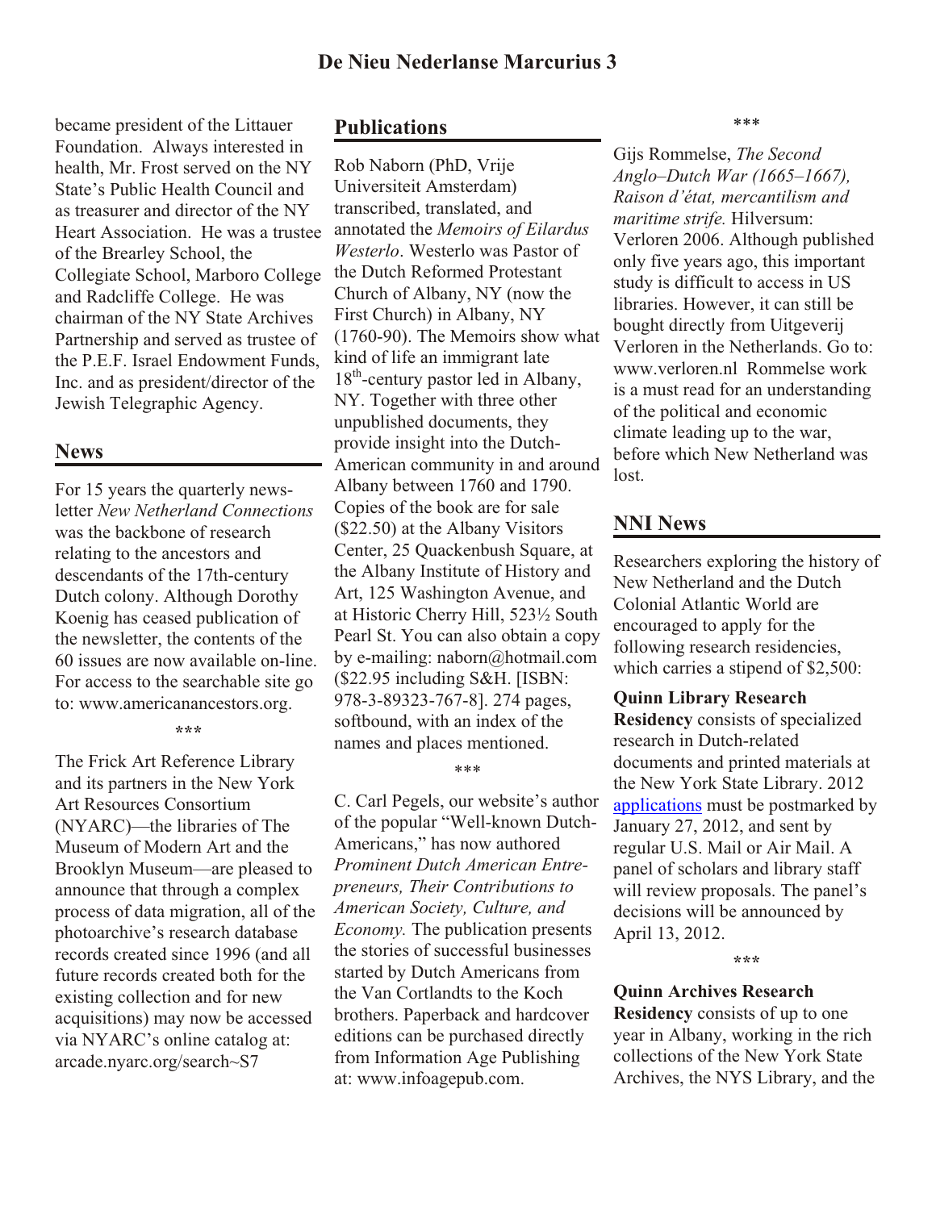became president of the Littauer Foundation. Always interested in health, Mr. Frost served on the NY State's Public Health Council and as treasurer and director of the NY Heart Association. He was a trustee of the Brearley School, the Collegiate School, Marboro College and Radcliffe College. He was chairman of the NY State Archives Partnership and served as trustee of the P.E.F. Israel Endowment Funds, Inc. and as president/director of the Jewish Telegraphic Agency.

## News

For 15 years the quarterly newsletter *New Netherland Connections* was the backbone of research relating to the ancestors and descendants of the 17th-century Dutch colony. Although Dorothy Koenig has ceased publication of the newsletter, the contents of the 60 issues are now available on-line. For access to the searchable site go to: www.americanancestors.org.

\*\*\*

The Frick Art Reference Library and its partners in the New York Art Resources Consortium (NYARC)—the libraries of The Museum of Modern Art and the Brooklyn Museum—are pleased to announce that through a complex process of data migration, all of the photoarchive's research database records created since 1996 (and all future records created both for the existing collection and for new acquisitions) may now be accessed via NYARC's online catalog at: arcade.nyarc.org/search~S7

## Publications

Rob Naborn (PhD, Vrije Universiteit Amsterdam) transcribed, translated, and annotated the *Memoirs of Eilardus Westerlo*. Westerlo was Pastor of the Dutch Reformed Protestant Church of Albany, NY (now the First Church) in Albany, NY (1760-90). The Memoirs show what kind of life an immigrant late 18th-century pastor led in Albany, NY. Together with three other unpublished documents, they provide insight into the Dutch-American community in and around Albany between 1760 and 1790. Copies of the book are for sale ($22.50) at the Albany Visitors Center, 25 Quackenbush Square, at the Albany Institute of History and Art, 125 Washington Avenue, and at Historic Cherry Hill, 523½ South Pearl St. You can also obtain a copy by e-mailing: naborn@hotmail.com ($22.95 including S&H. [ISBN: 978-3-89323-767-8]. 274 pages, softbound, with an index of the names and places mentioned.

\*\*\*

C. Carl Pegels, our website's author of the popular "Well-known Dutch-Americans," has now authored *Prominent Dutch American Entrepreneurs, Their Contributions to American Society, Culture, and Economy.* The publication presents the stories of successful businesses started by Dutch Americans from the Van Cortlandts to the Koch brothers. Paperback and hardcover editions can be purchased directly from Information Age Publishing at: www.infoagepub.com.

\*\*\*

Gijs Rommelse, *The Second Anglo–Dutch War (1665–1667), Raison d'état, mercantilism and maritime strife.* Hilversum: Verloren 2006. Although published only five years ago, this important study is difficult to access in US libraries. However, it can still be bought directly from Uitgeverij Verloren in the Netherlands. Go to: www.verloren.nl Rommelse work is a must read for an understanding of the political and economic climate leading up to the war, before which New Netherland was lost.

## NNI News

Researchers exploring the history of New Netherland and the Dutch Colonial Atlantic World are encouraged to apply for the following research residencies, which carries a stipend of $2,500:

**Quinn Library Research Residency** consists of specialized research in Dutch-related documents and printed materials at the New York State Library. 2012 applications must be postmarked by January 27, 2012, and sent by regular U.S. Mail or Air Mail. A panel of scholars and library staff will review proposals. The panel's decisions will be announced by April 13, 2012.

\*\*\*

**Quinn Archives Research Residency** consists of up to one year in Albany, working in the rich collections of the New York State Archives, the NYS Library, and the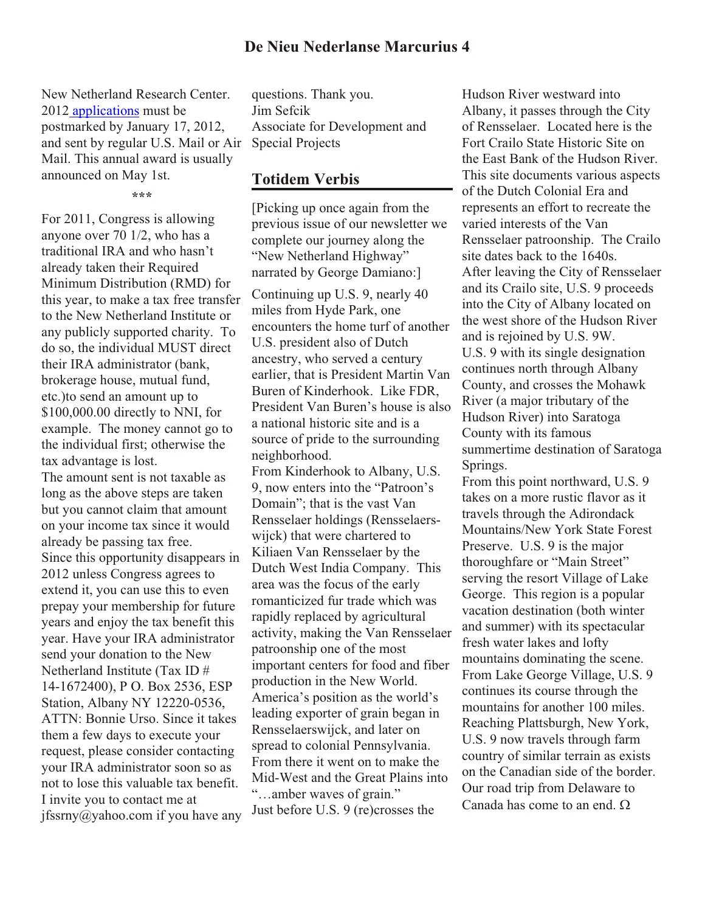New Netherland Research Center. 2012 applications must be postmarked by January 17, 2012, and sent by regular U.S. Mail or Air Mail. This annual award is usually announced on May 1st.

***

For 2011, Congress is allowing anyone over 70 1/2, who has a traditional IRA and who hasn't already taken their Required Minimum Distribution (RMD) for this year, to make a tax free transfer to the New Netherland Institute or any publicly supported charity. To do so, the individual MUST direct their IRA administrator (bank, brokerage house, mutual fund, etc.)to send an amount up to $100,000.00 directly to NNI, for example. The money cannot go to the individual first; otherwise the tax advantage is lost.
The amount sent is not taxable as long as the above steps are taken but you cannot claim that amount on your income tax since it would already be passing tax free.
Since this opportunity disappears in 2012 unless Congress agrees to extend it, you can use this to even prepay your membership for future years and enjoy the tax benefit this year. Have your IRA administrator send your donation to the New Netherland Institute (Tax ID # 14-1672400), P O. Box 2536, ESP Station, Albany NY 12220-0536, ATTN: Bonnie Urso. Since it takes them a few days to execute your request, please consider contacting your IRA administrator soon so as not to lose this valuable tax benefit.
I invite you to contact me at jfssrny@yahoo.com if you have any questions. Thank you.
Jim Sefcik
Associate for Development and Special Projects

## Totidem Verbis

[Picking up once again from the previous issue of our newsletter we complete our journey along the "New Netherland Highway" narrated by George Damiano:]

Continuing up U.S. 9, nearly 40 miles from Hyde Park, one encounters the home turf of another U.S. president also of Dutch ancestry, who served a century earlier, that is President Martin Van Buren of Kinderhook. Like FDR, President Van Buren's house is also a national historic site and is a source of pride to the surrounding neighborhood.
From Kinderhook to Albany, U.S. 9, now enters into the "Patroon's Domain"; that is the vast Van Rensselaer holdings (Rensselaers-wijck) that were chartered to Kiliaen Van Rensselaer by the Dutch West India Company. This area was the focus of the early romanticized fur trade which was rapidly replaced by agricultural activity, making the Van Rensselaer patroonship one of the most important centers for food and fiber production in the New World. America's position as the world's leading exporter of grain began in Rensselaerswijck, and later on spread to colonial Pennsylvania. From there it went on to make the Mid-West and the Great Plains into "…amber waves of grain."
Just before U.S. 9 (re)crosses the Hudson River westward into Albany, it passes through the City of Rensselaer. Located here is the Fort Crailo State Historic Site on the East Bank of the Hudson River. This site documents various aspects of the Dutch Colonial Era and represents an effort to recreate the varied interests of the Van Rensselaer patroonship. The Crailo site dates back to the 1640s.
After leaving the City of Rensselaer and its Crailo site, U.S. 9 proceeds into the City of Albany located on the west shore of the Hudson River and is rejoined by U.S. 9W.
U.S. 9 with its single designation continues north through Albany County, and crosses the Mohawk River (a major tributary of the Hudson River) into Saratoga County with its famous summertime destination of Saratoga Springs.
From this point northward, U.S. 9 takes on a more rustic flavor as it travels through the Adirondack Mountains/New York State Forest Preserve. U.S. 9 is the major thoroughfare or "Main Street" serving the resort Village of Lake George. This region is a popular vacation destination (both winter and summer) with its spectacular fresh water lakes and lofty mountains dominating the scene.
From Lake George Village, U.S. 9 continues its course through the mountains for another 100 miles. Reaching Plattsburgh, New York, U.S. 9 now travels through farm country of similar terrain as exists on the Canadian side of the border.
Our road trip from Delaware to Canada has come to an end. Ω